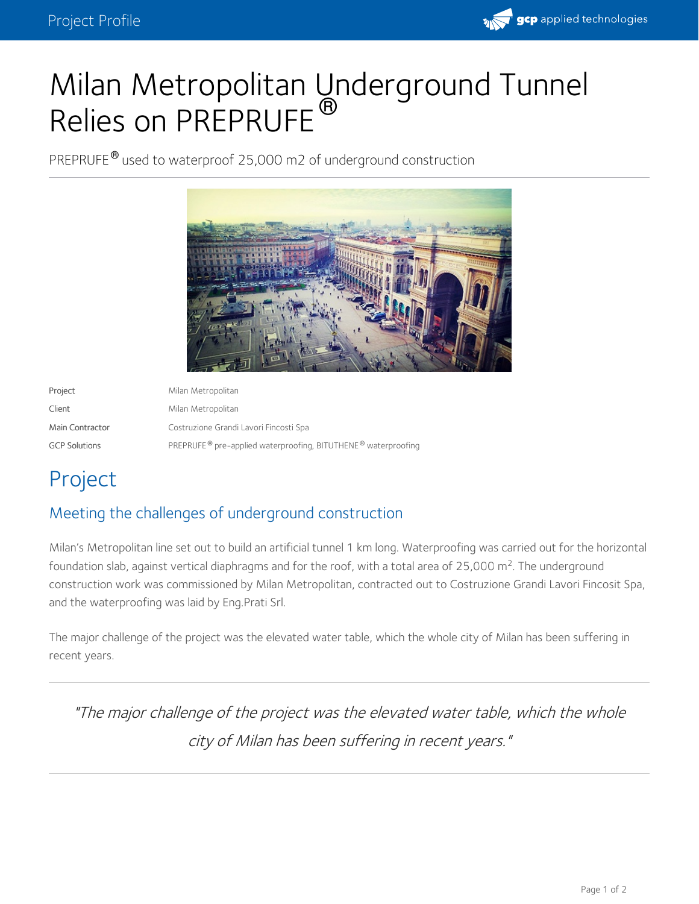# Milan Metropolitan Underground Tunnel Relies on PREPRUFE®

PREPRUFE® used to waterproof 25,000 m2 of underground construction

| Project | Milan Metropolitan |
|---|---|
| Client | Milan Metropolitan |
| Main Contractor | Costruzione Grandi Lavori Fincosti Spa |
| GCP Solutions | PREPRUFE® pre-applied waterproofing, BITUTHENE® waterproofing |

## Project

### Meeting the challenges of underground construction

Milan's Metropolitan line set out to build an artificial tunnel 1 km long. Waterproofing was carried out for the horizontal foundation slab, against vertical diaphragms and for the roof, with a total area of 25,000 $m^2$. The underground construction work was commissioned by Milan Metropolitan, contracted out to Costruzione Grandi Lavori Fincosit Spa, and the waterproofing was laid by Eng.Prati Srl.

The major challenge of the project was the elevated water table, which the whole city of Milan has been suffering in recent years.

> *"The major challenge of the project was the elevated water table, which the whole city of Milan has been suffering in recent years."*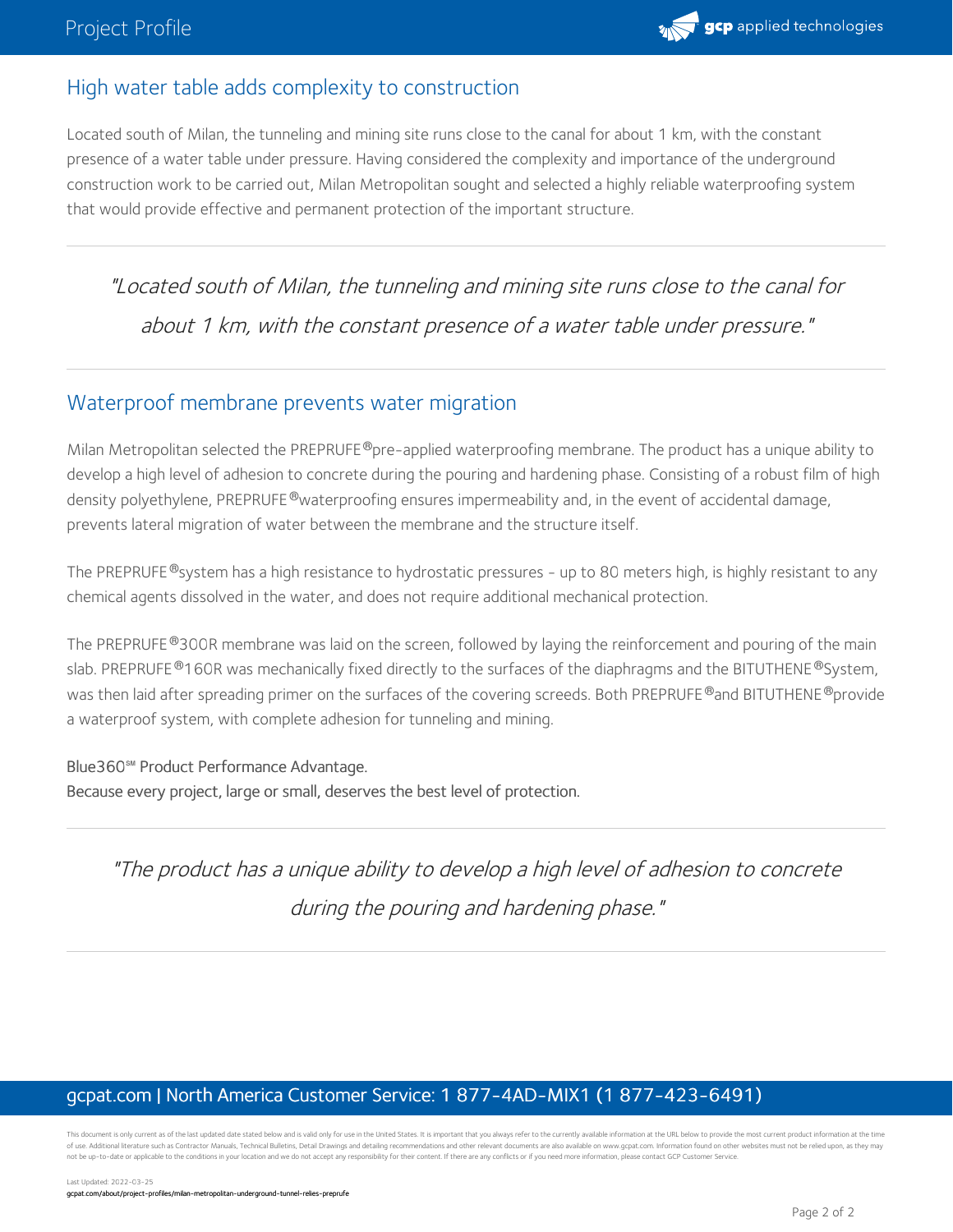## High water table adds complexity to construction

Located south of Milan, the tunneling and mining site runs close to the canal for about 1 km, with the constant presence of a water table under pressure. Having considered the complexity and importance of the underground construction work to be carried out, Milan Metropolitan sought and selected a highly reliable waterproofing system that would provide effective and permanent protection of the important structure.

> *"Located south of Milan, the tunneling and mining site runs close to the canal for about 1 km, with the constant presence of a water table under pressure."*

## Waterproof membrane prevents water migration

Milan Metropolitan selected the PREPRUFE®pre-applied waterproofing membrane. The product has a unique ability to develop a high level of adhesion to concrete during the pouring and hardening phase. Consisting of a robust film of high density polyethylene, PREPRUFE®waterproofing ensures impermeability and, in the event of accidental damage, prevents lateral migration of water between the membrane and the structure itself.

The PREPRUFE®system has a high resistance to hydrostatic pressures - up to 80 meters high, is highly resistant to any chemical agents dissolved in the water, and does not require additional mechanical protection.

The PREPRUFE®300R membrane was laid on the screen, followed by laying the reinforcement and pouring of the main slab. PREPRUFE®160R was mechanically fixed directly to the surfaces of the diaphragms and the BITUTHENE®System, was then laid after spreading primer on the surfaces of the covering screeds. Both PREPRUFE®and BITUTHENE®provide a waterproof system, with complete adhesion for tunneling and mining.

Blue360℠ Product Performance Advantage.
Because every project, large or small, deserves the best level of protection.

> *"The product has a unique ability to develop a high level of adhesion to concrete during the pouring and hardening phase."*

gcpat.com | North America Customer Service: 1 877-4AD-MIX1 (1 877-423-6491)

This document is only current as of the last updated date stated below and is valid only for use in the United States. It is important that you always refer to the currently available information at the URL below to provide the most current product information at the time of use. Additional literature such as Contractor Manuals, Technical Bulletins, Detail Drawings and detailing recommendations and other relevant documents are also available on www.gcpat.com. Information found on other websites must not be relied upon, as they may not be up-to-date or applicable to the conditions in your location and we do not accept any responsibility for their content. If there are any conflicts or if you need more information, please contact GCP Customer Service.

Last Updated: 2022-03-25
gcpat.com/about/project-profiles/milan-metropolitan-underground-tunnel-relies-preprufe